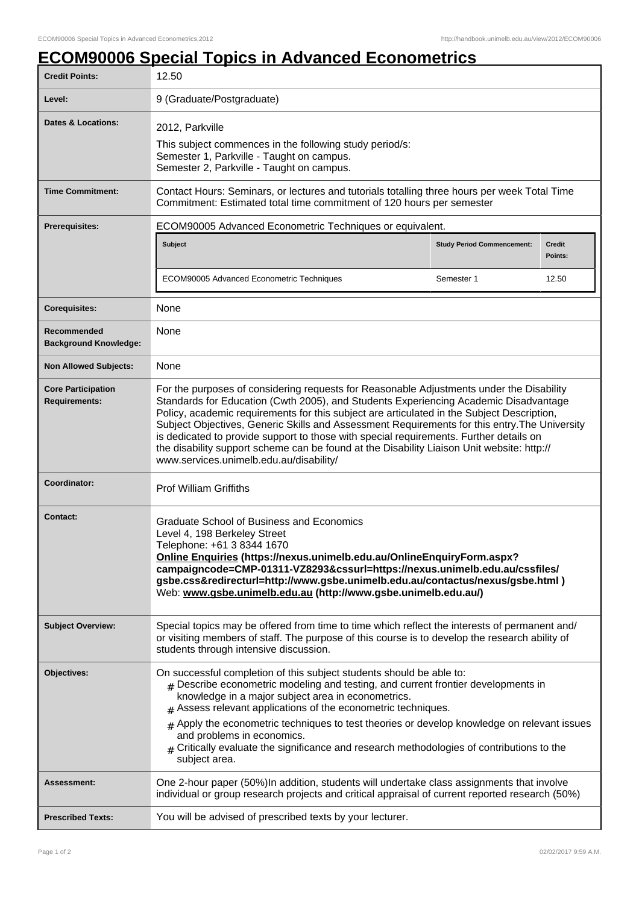# ECOM90006 Special Topics in Advanced Econometrics

| Credit Points: | 12.50 |
| --- | --- |
| Level: | 9 (Graduate/Postgraduate) |
| Dates & Locations: | 2012, Parkville<br>This subject commences in the following study period/s:<br>Semester 1, Parkville - Taught on campus.<br>Semester 2, Parkville - Taught on campus. |
| Time Commitment: | Contact Hours: Seminars, or lectures and tutorials totalling three hours per week Total Time Commitment: Estimated total time commitment of 120 hours per semester |
| Prerequisites: | ECOM90005 Advanced Econometric Techniques or equivalent.<br><br>**Subject** / **Study Period Commencement:** / **Credit Points:**<br>ECOM90005 Advanced Econometric Techniques / Semester 1 / 12.50 |
| Corequisites: | None |
| Recommended Background Knowledge: | None |
| Non Allowed Subjects: | None |
| Core Participation Requirements: | For the purposes of considering requests for Reasonable Adjustments under the Disability Standards for Education (Cwth 2005), and Students Experiencing Academic Disadvantage Policy, academic requirements for this subject are articulated in the Subject Description, Subject Objectives, Generic Skills and Assessment Requirements for this entry.The University is dedicated to provide support to those with special requirements. Further details on the disability support scheme can be found at the Disability Liaison Unit website: http://www.services.unimelb.edu.au/disability/ |
| Coordinator: | Prof William Griffiths |
| Contact: | Graduate School of Business and Economics<br>Level 4, 198 Berkeley Street<br>Telephone: +61 3 8344 1670<br>**Online Enquiries (https://nexus.unimelb.edu.au/OnlineEnquiryForm.aspx?campaigncode=CMP-01311-VZ8293&cssurl=https://nexus.unimelb.edu.au/cssfiles/gsbe.css&redirecturl=http://www.gsbe.unimelb.edu.au/contactus/nexus/gsbe.html )**<br>Web: **www.gsbe.unimelb.edu.au (http://www.gsbe.unimelb.edu.au/)** |
| Subject Overview: | Special topics may be offered from time to time which reflect the interests of permanent and/or visiting members of staff. The purpose of this course is to develop the research ability of students through intensive discussion. |
| Objectives: | On successful completion of this subject students should be able to:<br># Describe econometric modeling and testing, and current frontier developments in knowledge in a major subject area in econometrics.<br># Assess relevant applications of the econometric techniques.<br># Apply the econometric techniques to test theories or develop knowledge on relevant issues and problems in economics.<br># Critically evaluate the significance and research methodologies of contributions to the subject area. |
| Assessment: | One 2-hour paper (50%)In addition, students will undertake class assignments that involve individual or group research projects and critical appraisal of current reported research (50%) |
| Prescribed Texts: | You will be advised of prescribed texts by your lecturer. |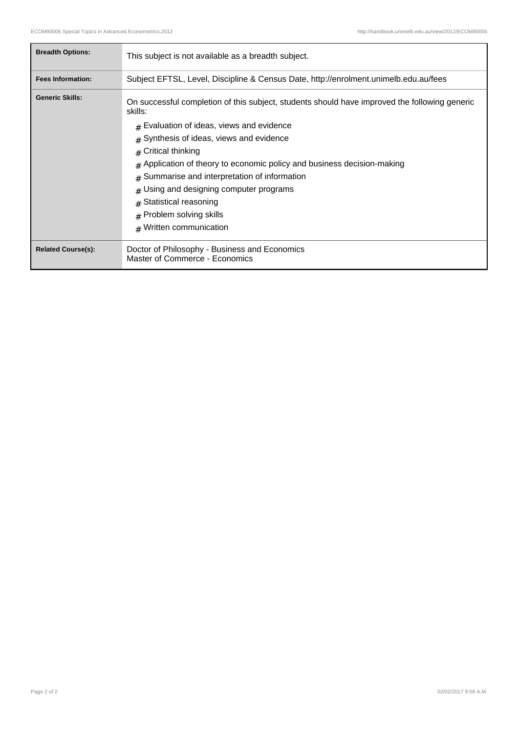| | |
|---|---|
| **Breadth Options:** | This subject is not available as a breadth subject. |
| **Fees Information:** | Subject EFTSL, Level, Discipline & Census Date, http://enrolment.unimelb.edu.au/fees |
| **Generic Skills:** | On successful completion of this subject, students should have improved the following generic skills:<br># Evaluation of ideas, views and evidence<br># Synthesis of ideas, views and evidence<br># Critical thinking<br># Application of theory to economic policy and business decision-making<br># Summarise and interpretation of information<br># Using and designing computer programs<br># Statistical reasoning<br># Problem solving skills<br># Written communication |
| **Related Course(s):** | Doctor of Philosophy - Business and Economics<br>Master of Commerce - Economics |